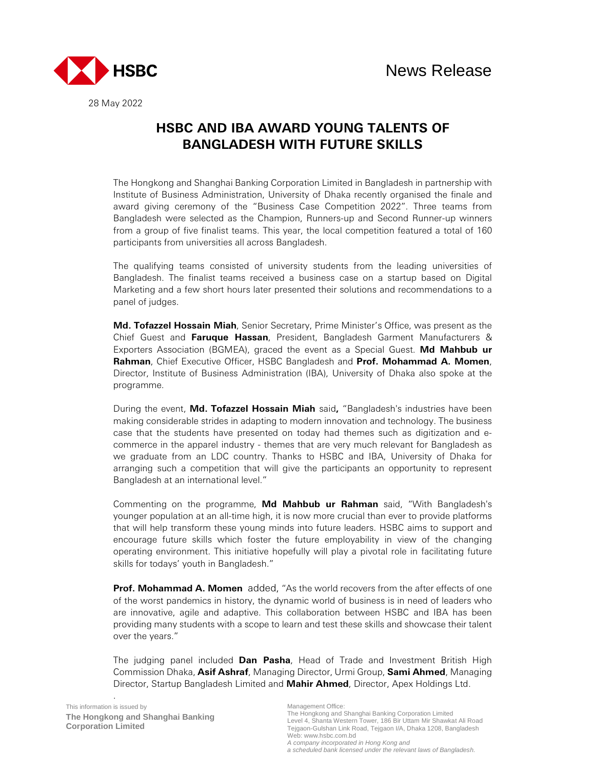News Release

28 May 2022

# HSBC AND IBA AWARD YOUNG TALENTS OF BANGLADESH WITH FUTURE SKILLS

The Hongkong and Shanghai Banking Corporation Limited in Bangladesh in partnership with Institute of Business Administration, University of Dhaka recently organised the finale and award giving ceremony of the "Business Case Competition 2022". Three teams from Bangladesh were selected as the Champion, Runners-up and Second Runner-up winners from a group of five finalist teams. This year, the local competition featured a total of 160 participants from universities all across Bangladesh.

The qualifying teams consisted of university students from the leading universities of Bangladesh. The finalist teams received a business case on a startup based on Digital Marketing and a few short hours later presented their solutions and recommendations to a panel of judges.

**Md. Tofazzel Hossain Miah**, Senior Secretary, Prime Minister's Office, was present as the Chief Guest and **Faruque Hassan**, President, Bangladesh Garment Manufacturers & Exporters Association (BGMEA), graced the event as a Special Guest. **Md Mahbub ur Rahman**, Chief Executive Officer, HSBC Bangladesh and **Prof. Mohammad A. Momen**, Director, Institute of Business Administration (IBA), University of Dhaka also spoke at the programme.

During the event, **Md. Tofazzel Hossain Miah** said**,** "Bangladesh's industries have been making considerable strides in adapting to modern innovation and technology. The business case that the students have presented on today had themes such as digitization and e-commerce in the apparel industry - themes that are very much relevant for Bangladesh as we graduate from an LDC country. Thanks to HSBC and IBA, University of Dhaka for arranging such a competition that will give the participants an opportunity to represent Bangladesh at an international level."

Commenting on the programme, **Md Mahbub ur Rahman** said, "With Bangladesh's younger population at an all-time high, it is now more crucial than ever to provide platforms that will help transform these young minds into future leaders. HSBC aims to support and encourage future skills which foster the future employability in view of the changing operating environment. This initiative hopefully will play a pivotal role in facilitating future skills for todays' youth in Bangladesh."

**Prof. Mohammad A. Momen** added, "As the world recovers from the after effects of one of the worst pandemics in history, the dynamic world of business is in need of leaders who are innovative, agile and adaptive. This collaboration between HSBC and IBA has been providing many students with a scope to learn and test these skills and showcase their talent over the years."

The judging panel included **Dan Pasha**, Head of Trade and Investment British High Commission Dhaka, **Asif Ashraf**, Managing Director, Urmi Group, **Sami Ahmed**, Managing Director, Startup Bangladesh Limited and **Mahir Ahmed**, Director, Apex Holdings Ltd.

This information is issued by
**The Hongkong and Shanghai Banking Corporation Limited**

Management Office:
The Hongkong and Shanghai Banking Corporation Limited
Level 4, Shanta Western Tower, 186 Bir Uttam Mir Shawkat Ali Road
Tejgaon-Gulshan Link Road, Tejgaon I/A, Dhaka 1208, Bangladesh
Web: www.hsbc.com.bd
*A company incorporated in Hong Kong and*
*a scheduled bank licensed under the relevant laws of Bangladesh.*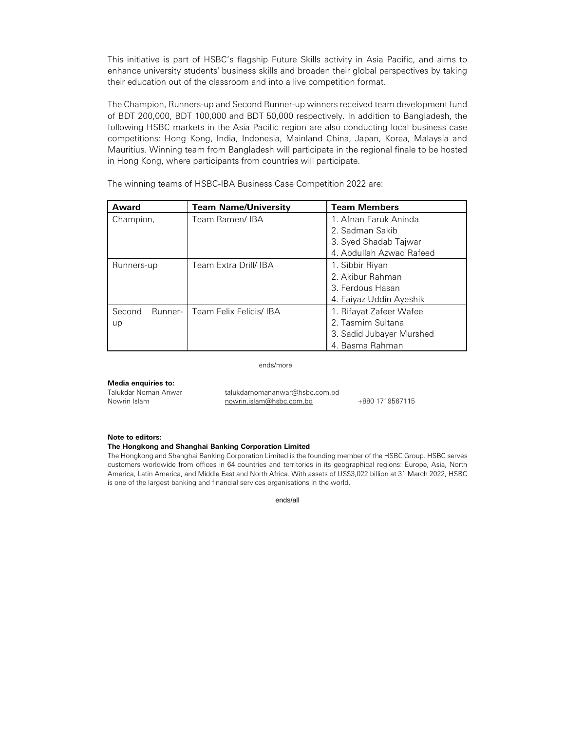This initiative is part of HSBC's flagship Future Skills activity in Asia Pacific, and aims to enhance university students' business skills and broaden their global perspectives by taking their education out of the classroom and into a live competition format.

The Champion, Runners-up and Second Runner-up winners received team development fund of BDT 200,000, BDT 100,000 and BDT 50,000 respectively. In addition to Bangladesh, the following HSBC markets in the Asia Pacific region are also conducting local business case competitions: Hong Kong, India, Indonesia, Mainland China, Japan, Korea, Malaysia and Mauritius. Winning team from Bangladesh will participate in the regional finale to be hosted in Hong Kong, where participants from countries will participate.

The winning teams of HSBC-IBA Business Case Competition 2022 are:

| Award | Team Name/University | Team Members |
|---|---|---|
| Champion, | Team Ramen/ IBA | 1. Afnan Faruk Aninda<br>2. Sadman Sakib<br>3. Syed Shadab Tajwar<br>4. Abdullah Azwad Rafeed |
| Runners-up | Team Extra Drill/ IBA | 1. Sibbir Riyan<br>2. Akibur Rahman<br>3. Ferdous Hasan<br>4. Faiyaz Uddin Ayeshik |
| Second Runner-up | Team Felix Felicis/ IBA | 1. Rifayat Zafeer Wafee<br>2. Tasmim Sultana<br>3. Sadid Jubayer Murshed<br>4. Basma Rahman |

ends/more

**Media enquiries to:**

| | | |
|---|---|---|
| Talukdar Noman Anwar | talukdarnomananwar@hsbc.com.bd | |
| Nowrin Islam | nowrin.islam@hsbc.com.bd | +880 1719567115 |

**Note to editors:**

**The Hongkong and Shanghai Banking Corporation Limited**

The Hongkong and Shanghai Banking Corporation Limited is the founding member of the HSBC Group. HSBC serves customers worldwide from offices in 64 countries and territories in its geographical regions: Europe, Asia, North America, Latin America, and Middle East and North Africa. With assets of US$3,022 billion at 31 March 2022, HSBC is one of the largest banking and financial services organisations in the world.

ends/all